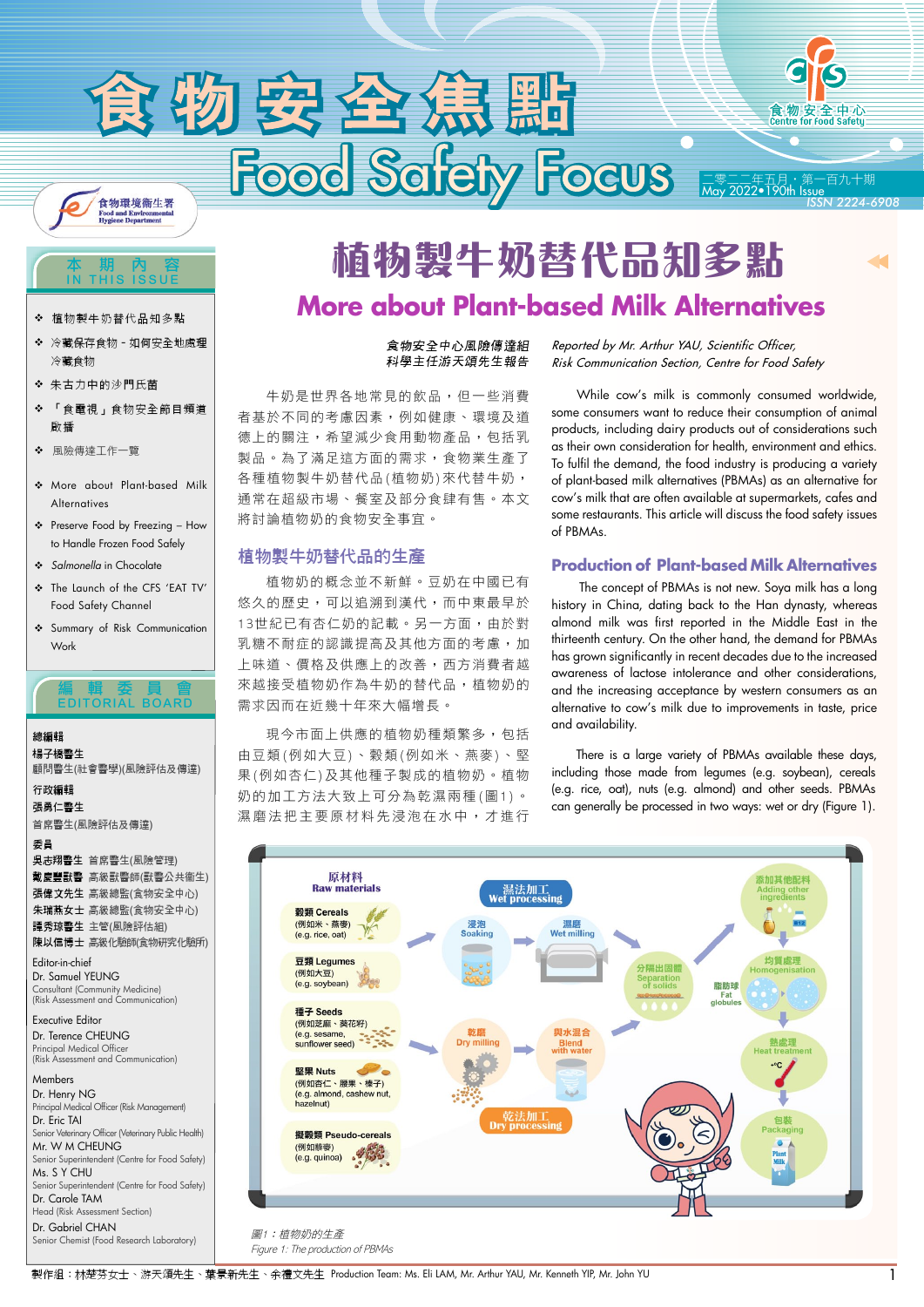# 食物安全焦點 Food Safety Focus

二零二二年五月・第一百九十期
May 2022・190th Issue
ISSN 2224-6908

## 本期內容 IN THIS ISSUE

- 植物製牛奶替代品知多點
- 冷藏保存食物 - 如何安全地處理冷藏食物
- 朱古力中的沙門氏菌
- 「食電視」食物安全節目頻道啟播
- 風險傳達工作一覽
- More about Plant-based Milk Alternatives
- Preserve Food by Freezing – How to Handle Frozen Food Safely
- *Salmonella* in Chocolate
- The Launch of the CFS 'EAT TV' Food Safety Channel
- Summary of Risk Communication Work

## 編輯委員會 EDITORIAL BOARD

**總編輯**
楊子橋醫生
顧問醫生(社會醫學)(風險評估及傳達)

**行政編輯**
張勇仁醫生
首席醫生(風險評估及傳達)

**委員**
吳志翔醫生 首席醫生(風險管理)
戴慶豐獸醫 高級獸醫師(獸醫公共衞生)
張偉文先生 高級總監(食物安全中心)
朱瑞燕女士 高級總監(食物安全中心)
譚秀琼醫生 主管(風險評估組)
陳以信博士 高級化驗師(食物研究化驗所)

**Editor-in-chief**
Dr. Samuel YEUNG
Consultant (Community Medicine) (Risk Assessment and Communication)

**Executive Editor**
Dr. Terence CHEUNG
Principal Medical Officer (Risk Assessment and Communication)

**Members**
Dr. Henry NG
Principal Medical Officer (Risk Management)
Dr. Eric TAI
Senior Veterinary Officer (Veterinary Public Health)
Mr. W M CHEUNG
Senior Superintendent (Centre for Food Safety)
Ms. S Y CHU
Senior Superintendent (Centre for Food Safety)
Dr. Carole TAM
Head (Risk Assessment Section)
Dr. Gabriel CHAN
Senior Chemist (Food Research Laboratory)

# 植物製牛奶替代品知多點
# More about Plant-based Milk Alternatives

*食物安全中心風險傳達組科學主任游天頌先生報告*

*Reported by Mr. Arthur YAU, Scientific Officer, Risk Communication Section, Centre for Food Safety*

牛奶是世界各地常見的飲品，但一些消費者基於不同的考慮因素，例如健康、環境及道德上的關注，希望減少食用動物產品，包括乳製品。為了滿足這方面的需求，食物業生產了各種植物製牛奶替代品(植物奶)來代替牛奶，通常在超級市場、餐室及部分食肆有售。本文將討論植物奶的食物安全事宜。

While cow's milk is commonly consumed worldwide, some consumers want to reduce their consumption of animal products, including dairy products out of considerations such as their own consideration for health, environment and ethics. To fulfil the demand, the food industry is producing a variety of plant-based milk alternatives (PBMAs) as an alternative for cow's milk that are often available at supermarkets, cafes and some restaurants. This article will discuss the food safety issues of PBMAs.

## 植物製牛奶替代品的生產

植物奶的概念並不新鮮。豆奶在中國已有悠久的歷史，可以追溯到漢代，而中東最早於13世紀已有杏仁奶的記載。另一方面，由於對乳糖不耐症的認識提高及其他方面的考慮，加上味道、價格及供應上的改善，西方消費者越來越接受植物奶作為牛奶的替代品，植物奶的需求因而在近幾十年來大幅增長。

現今市面上供應的植物奶種類繁多，包括由豆類(例如大豆)、穀類(例如米、燕麥)、堅果(例如杏仁)及其他種子製成的植物奶。植物奶的加工方法大致上可分為乾濕兩種(圖1)。濕磨法把主要原材料先浸泡在水中，才進行

## Production of Plant-based Milk Alternatives

The concept of PBMAs is not new. Soya milk has a long history in China, dating back to the Han dynasty, whereas almond milk was first reported in the Middle East in the thirteenth century. On the other hand, the demand for PBMAs has grown significantly in recent decades due to the increased awareness of lactose intolerance and other considerations, and the increasing acceptance by western consumers as an alternative to cow's milk due to improvements in taste, price and availability.

There is a large variety of PBMAs available these days, including those made from legumes (e.g. soybean), cereals (e.g. rice, oat), nuts (e.g. almond) and other seeds. PBMAs can generally be processed in two ways: wet or dry (Figure 1).

*圖1：植物奶的生產*
*Figure 1: The production of PBMAs*

製作組：林楚芬女士、游天頌先生、葉景新先生、余禮文先生 Production Team: Ms. Eli LAM, Mr. Arthur YAU, Mr. Kenneth YIP, Mr. John YU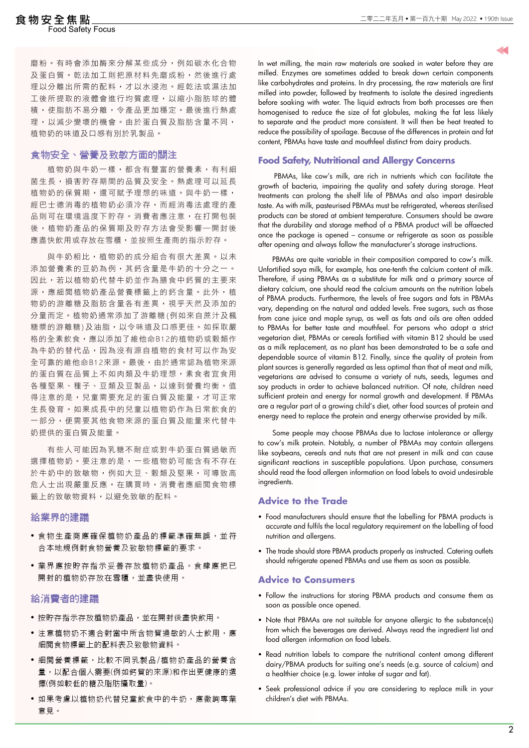磨粉。有時會添加酶來分解某些成分，例如碳水化合物及蛋白質。乾法加工則把原料先磨成粉，然後進行處理以分離出所需的配料，才以水浸泡。經乾法或濕法加工後所提取的液體會進行均質處理，以縮小脂肪球的體積，使脂肪不易分離，令產品更加穩定。最後進行熱處理，以減少變壞的機會。由於蛋白質及脂肪含量不同，植物奶的味道及口感有別於乳製品。

## 食物安全、營養及致敏方面的關注

植物奶與牛奶一樣，都含有豐富的營養素，有利細菌生長，損害貯存期間的品質及安全。熱處理可以延長植物奶的保質期，還可賦予理想的味道。與牛奶一樣，經巴士德消毒的植物奶必須冷存，而經消毒法處理的產品則可在環境溫度下貯存。消費者應注意，在打開包裝後，植物奶產品的保質期及貯存方法會受影響—開封後應盡快飲用或存放在雪櫃，並按照生產商的指示貯存。

與牛奶相比，植物奶的成分組合有很大差異。以未添加營養素的豆奶為例，其鈣含量是牛奶的十分之一。因此，若以植物奶代替牛奶並作為膳食中鈣質的主要來源，應細閱植物奶產品營養標籤上的鈣含量。此外，植物奶的游離糖及脂肪含量各有差異，視乎天然及添加的分量而定。植物奶通常添加了游離糖(例如來自蔗汁及楓糖漿的游離糖)及油脂，以令味道及口感更佳。如採取嚴格的全素飲食，應以添加了維他命B12的植物奶或穀類作為牛奶的替代品，因為沒有源自植物的食材可以作為安全可靠的維他命B12來源。最後，由於通常認為植物來源的蛋白質在品質上不如肉類及牛奶理想，素食者宜食用各種堅果、種子、豆類及豆製品，以達到營養均衡。值得注意的是，兒童需要充足的蛋白質及能量，才可正常生長發育。如果成長中的兒童以植物奶作為日常飲食的一部分，便需要其他食物來源的蛋白質及能量來代替牛奶提供的蛋白質及能量。

有些人可能因為乳糖不耐症或對牛奶蛋白質過敏而選擇植物奶。要注意的是，一些植物奶可能含有不存在於牛奶中的致敏物，例如大豆、穀類及堅果，可導致高危人士出現嚴重反應。在購買時，消費者應細閱食物標籤上的致敏物資料，以避免致敏的配料。

## 給業界的建議

- 食物生產商應確保植物奶產品的標籤準確無誤，並符合本地規例對食物營養及致敏物標籤的要求。
- 業界應按貯存指示妥善存放植物奶產品。食肆應把已開封的植物奶存放在雪櫃，並盡快使用。

## 給消費者的建議

- 按貯存指示存放植物奶產品，並在開封後盡快飲用。
- 注意植物奶不適合對當中所含物質過敏的人士飲用，應細閱食物標籤上的配料表及致敏物資料。
- 細閱營養標籤，比較不同乳製品/植物奶產品的營養含量，以配合個人需要(例如鈣質的來源)和作出更健康的選擇(例如較低的糖及脂肪攝取量)。
- 如果考慮以植物奶代替兒童飲食中的牛奶，應徵詢專業意見。

In wet milling, the main raw materials are soaked in water before they are milled. Enzymes are sometimes added to break down certain components like carbohydrates and proteins. In dry processing, the raw materials are first milled into powder, followed by treatments to isolate the desired ingredients before soaking with water. The liquid extracts from both processes are then homogenised to reduce the size of fat globules, making the fat less likely to separate and the product more consistent. It will then be heat treated to reduce the possibility of spoilage. Because of the differences in protein and fat content, PBMAs have taste and mouthfeel distinct from dairy products.

## Food Safety, Nutritional and Allergy Concerns

PBMAs, like cow's milk, are rich in nutrients which can facilitate the growth of bacteria, impairing the quality and safety during storage. Heat treatments can prolong the shelf life of PBMAs and also impart desirable taste. As with milk, pasteurised PBMAs must be refrigerated, whereas sterilised products can be stored at ambient temperature. Consumers should be aware that the durability and storage method of a PBMA product will be affected once the package is opened – consume or refrigerate as soon as possible after opening and always follow the manufacturer's storage instructions.

PBMAs are quite variable in their composition compared to cow's milk. Unfortified soya milk, for example, has one-tenth the calcium content of milk. Therefore, if using PBMAs as a substitute for milk and a primary source of dietary calcium, one should read the calcium amounts on the nutrition labels of PBMA products. Furthermore, the levels of free sugars and fats in PBMAs vary, depending on the natural and added levels. Free sugars, such as those from cane juice and maple syrup, as well as fats and oils are often added to PBMAs for better taste and mouthfeel. For persons who adopt a strict vegetarian diet, PBMAs or cereals fortified with vitamin B12 should be used as a milk replacement, as no plant has been demonstrated to be a safe and dependable source of vitamin B12. Finally, since the quality of protein from plant sources is generally regarded as less optimal than that of meat and milk, vegetarians are advised to consume a variety of nuts, seeds, legumes and soy products in order to achieve balanced nutrition. Of note, children need sufficient protein and energy for normal growth and development. If PBMAs are a regular part of a growing child's diet, other food sources of protein and energy need to replace the protein and energy otherwise provided by milk.

Some people may choose PBMAs due to lactose intolerance or allergy to cow's milk protein. Notably, a number of PBMAs may contain allergens like soybeans, cereals and nuts that are not present in milk and can cause significant reactions in susceptible populations. Upon purchase, consumers should read the food allergen information on food labels to avoid undesirable ingredients.

## Advice to the Trade

- Food manufacturers should ensure that the labelling for PBMA products is accurate and fulfils the local regulatory requirement on the labelling of food nutrition and allergens.
- The trade should store PBMA products properly as instructed. Catering outlets should refrigerate opened PBMAs and use them as soon as possible.

## Advice to Consumers

- Follow the instructions for storing PBMA products and consume them as soon as possible once opened.
- Note that PBMAs are not suitable for anyone allergic to the substance(s) from which the beverages are derived. Always read the ingredient list and food allergen information on food labels.
- Read nutrition labels to compare the nutritional content among different dairy/PBMA products for suiting one's needs (e.g. source of calcium) and a healthier choice (e.g. lower intake of sugar and fat).
- Seek professional advice if you are considering to replace milk in your children's diet with PBMAs.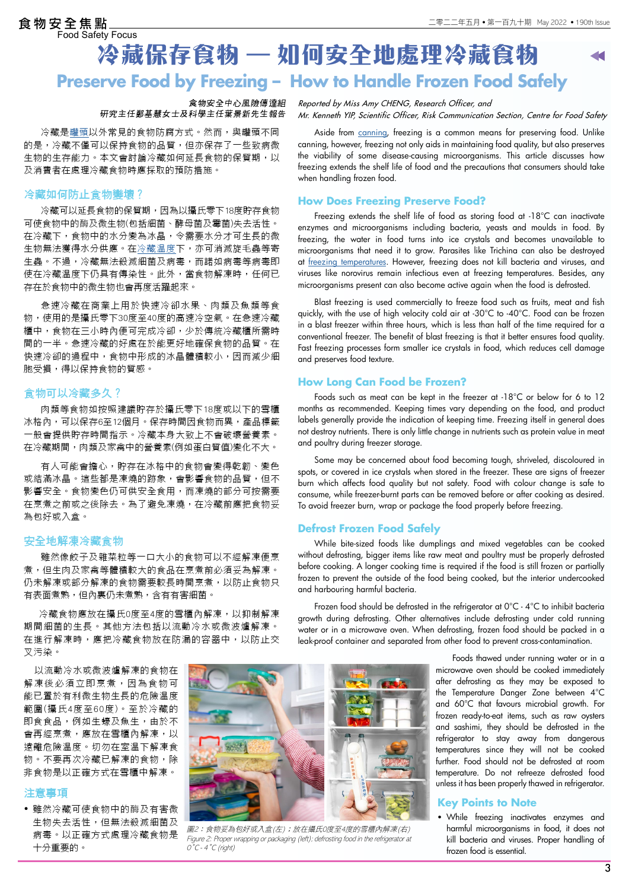# 冷藏保存食物 — 如何安全地處理冷藏食物

# Preserve Food by Freezing – How to Handle Frozen Food Safely

食物安全中心風險傳達組
研究主任鄭惠慧女士及科學主任葉景新先生報告

冷藏是罐頭以外常見的食物防腐方式。然而，與罐頭不同的是，冷藏不僅可以保持食物的品質，但亦保存了一些致病微生物的生存能力。本文會討論冷藏如何延長食物的保質期，以及消費者在處理冷藏食物時應採取的預防措施。

## 冷藏如何防止食物變壞？

冷藏可以延長食物的保質期，因為以攝氏零下18度貯存食物可使食物中的酶及微生物(包括細菌、酵母菌及霉菌)失去活性。在冷藏下，食物中的水分變為冰晶，令需要水分才可生長的微生物無法獲得水分供應。在冷藏溫度下，亦可消滅旋毛蟲等寄生蟲。不過，冷藏無法殺滅細菌及病毒，而諾如病毒等病毒即使在冷藏溫度下仍具有傳染性。此外，當食物解凍時，任何已存在於食物中的微生物也會再度活躍起來。

急速冷藏在商業上用於快速冷卻水果、肉類及魚類等食物，使用的是攝氏零下30度至40度的高速冷空氣。在急速冷藏櫃中，食物在三小時內便可完成冷卻，少於傳統冷藏櫃所需時間的一半。急速冷藏的好處在於能更好地確保食物的品質。在快速冷卻的過程中，食物中形成的冰晶體積較小，因而減少細胞受損，得以保持食物的質感。

## 食物可以冷藏多久？

肉類等食物如按照建議貯存於攝氏零下18度或以下的雪櫃冰格內，可以保存6至12個月。保存時間因食物而異，產品標籤一般會提供貯存時間指示。冷藏本身大致上不會破壞營養素。在冷藏期間，肉類及家禽中的營養素(例如蛋白質值)變化不大。

有人可能會擔心，貯存在冰格中的食物會變得乾韌、變色或結滿冰晶。這些都是凍燒的跡象，會影響食物的品質，但不影響安全。食物變色仍可供安全食用，而凍燒的部分可按需要在烹煮之前或之後除去。為了避免凍燒，在冷藏前應把食物妥為包好或入盒。

## 安全地解凍冷藏食物

雖然像餃子及雜菜粒等一口大小的食物可以不經解凍便烹煮，但生肉及家禽等體積較大的食品在烹煮前必須妥為解凍。仍未解凍或部分解凍的食物需要較長時間烹煮，以防止食物只有表面煮熟，但內裏仍未煮熟，含有有害細菌。

冷藏食物應放在攝氏0度至4度的雪櫃內解凍，以抑制解凍期間細菌的生長。其他方法包括以流動冷水或微波爐解凍。在進行解凍時，應把冷藏食物放在防漏的容器中，以防止交叉污染。

以流動冷水或微波爐解凍的食物在解凍後必須立即烹煮，因為食物可能已置於有利微生物生長的危險溫度範圍(攝氏4度至60度)。至於冷藏的即食食品，例如生蠔及魚生，由於不會再經烹煮，應放在雪櫃內解凍，以遠離危險溫度。切勿在室溫下解凍食物。不要再次冷藏已解凍的食物，除非食物是以正確方式在雪櫃中解凍。

## 注意事項

- 雖然冷藏可使食物中的酶及有害微生物失去活性，但無法殺滅細菌及病毒。以正確方式處理冷藏食物是十分重要的。

圖2：食物妥為包好或入盒(左)；放在攝氏0度至4度的雪櫃內解凍(右)

*Reported by Miss Amy CHENG, Research Officer, and Mr. Kenneth YIP, Scientific Officer, Risk Communication Section, Centre for Food Safety*

Aside from canning, freezing is a common means for preserving food. Unlike canning, however, freezing not only aids in maintaining food quality, but also preserves the viability of some disease-causing microorganisms. This article discusses how freezing extends the shelf life of food and the precautions that consumers should take when handling frozen food.

## How Does Freezing Preserve Food?

Freezing extends the shelf life of food as storing food at -18°C can inactivate enzymes and microorganisms including bacteria, yeasts and moulds in food. By freezing, the water in food turns into ice crystals and becomes unavailable to microorganisms that need it to grow. Parasites like Trichina can also be destroyed at freezing temperatures. However, freezing does not kill bacteria and viruses, and viruses like norovirus remain infectious even at freezing temperatures. Besides, any microorganisms present can also become active again when the food is defrosted.

Blast freezing is used commercially to freeze food such as fruits, meat and fish quickly, with the use of high velocity cold air at -30°C to -40°C. Food can be frozen in a blast freezer within three hours, which is less than half of the time required for a conventional freezer. The benefit of blast freezing is that it better ensures food quality. Fast freezing processes form smaller ice crystals in food, which reduces cell damage and preserves food texture.

## How Long Can Food be Frozen?

Foods such as meat can be kept in the freezer at -18°C or below for 6 to 12 months as recommended. Keeping times vary depending on the food, and product labels generally provide the indication of keeping time. Freezing itself in general does not destroy nutrients. There is only little change in nutrients such as protein value in meat and poultry during freezer storage.

Some may be concerned about food becoming tough, shriveled, discoloured in spots, or covered in ice crystals when stored in the freezer. These are signs of freezer burn which affects food quality but not safety. Food with colour change is safe to consume, while freezer-burnt parts can be removed before or after cooking as desired. To avoid freezer burn, wrap or package the food properly before freezing.

## Defrost Frozen Food Safely

While bite-sized foods like dumplings and mixed vegetables can be cooked without defrosting, bigger items like raw meat and poultry must be properly defrosted before cooking. A longer cooking time is required if the food is still frozen or partially frozen to prevent the outside of the food being cooked, but the interior undercooked and harbouring harmful bacteria.

Frozen food should be defrosted in the refrigerator at 0°C - 4°C to inhibit bacteria growth during defrosting. Other alternatives include defrosting under cold running water or in a microwave oven. When defrosting, frozen food should be packed in a leak-proof container and separated from other food to prevent cross-contamination.

Foods thawed under running water or in a microwave oven should be cooked immediately after defrosting as they may be exposed to the Temperature Danger Zone between 4°C and 60°C that favours microbial growth. For frozen ready-to-eat items, such as raw oysters and sashimi, they should be defrosted in the refrigerator to stay away from dangerous temperatures since they will not be cooked further. Food should not be defrosted at room temperature. Do not refreeze defrosted food unless it has been properly thawed in refrigerator.

## Key Points to Note

- While freezing inactivates enzymes and harmful microorganisms in food, it does not kill bacteria and viruses. Proper handling of frozen food is essential.

*Figure 2: Proper wrapping or packaging (left); defrosting food in the refrigerator at 0°C - 4°C (right)*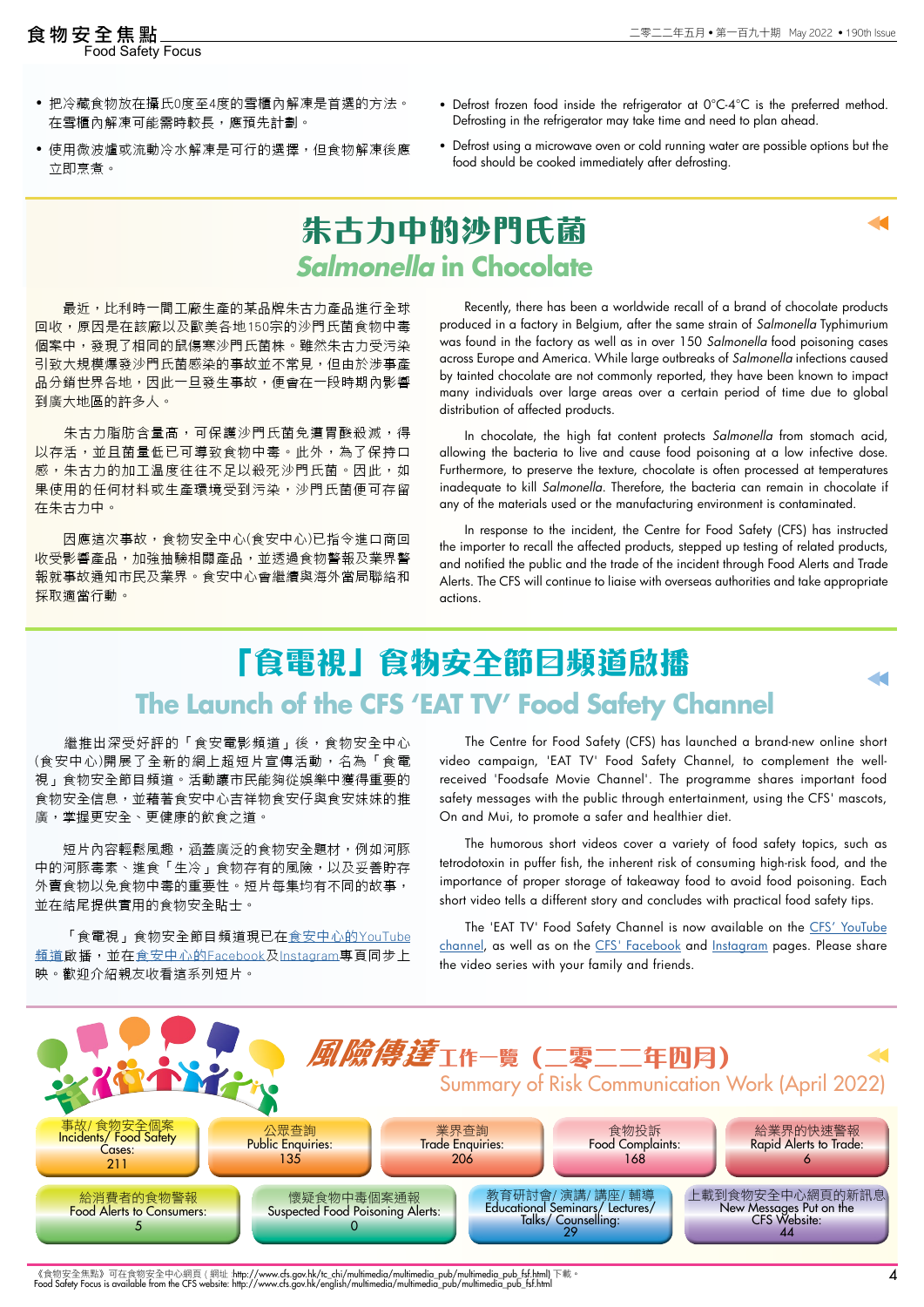- 把冷藏食物放在攝氏0度至4度的雪櫃內解凍是首選的方法。在雪櫃內解凍可能需時較長，應預先計劃。
- 使用微波爐或流動冷水解凍是可行的選擇，但食物解凍後應立即烹煮。

- Defrost frozen food inside the refrigerator at 0°C-4°C is the preferred method. Defrosting in the refrigerator may take time and need to plan ahead.
- Defrost using a microwave oven or cold running water are possible options but the food should be cooked immediately after defrosting.

# 朱古力中的沙門氏菌
# *Salmonella* in Chocolate

最近，比利時一間工廠生產的某品牌朱古力產品進行全球回收，原因是在該廠以及歐美各地150宗的沙門氏菌食物中毒個案中，發現了相同的鼠傷寒沙門氏菌株。雖然朱古力受污染引致大規模爆發沙門氏菌感染的事故並不常見，但由於涉事產品分銷世界各地，因此一旦發生事故，便會在一段時期內影響到廣大地區的許多人。

朱古力脂肪含量高，可保護沙門氏菌免遭胃酸殺滅，得以存活，並且菌量低已可導致食物中毒。此外，為了保持口感，朱古力的加工溫度往往不足以殺死沙門氏菌。因此，如果使用的任何材料或生產環境受到污染，沙門氏菌便可存留在朱古力中。

因應這次事故，食物安全中心(食安中心)已指令進口商回收受影響產品，加強抽驗相關產品，並透過食物警報及業界警報就事故通知市民及業界。食安中心會繼續與海外當局聯絡和採取適當行動。

Recently, there has been a worldwide recall of a brand of chocolate products produced in a factory in Belgium, after the same strain of *Salmonella* Typhimurium was found in the factory as well as in over 150 *Salmonella* food poisoning cases across Europe and America. While large outbreaks of *Salmonella* infections caused by tainted chocolate are not commonly reported, they have been known to impact many individuals over large areas over a certain period of time due to global distribution of affected products.

In chocolate, the high fat content protects *Salmonella* from stomach acid, allowing the bacteria to live and cause food poisoning at a low infective dose. Furthermore, to preserve the texture, chocolate is often processed at temperatures inadequate to kill *Salmonella*. Therefore, the bacteria can remain in chocolate if any of the materials used or the manufacturing environment is contaminated.

In response to the incident, the Centre for Food Safety (CFS) has instructed the importer to recall the affected products, stepped up testing of related products, and notified the public and the trade of the incident through Food Alerts and Trade Alerts. The CFS will continue to liaise with overseas authorities and take appropriate actions.

# 「食電視」食物安全節目頻道啟播
# The Launch of the CFS 'EAT TV' Food Safety Channel

繼推出深受好評的「食安電影頻道」後，食物安全中心(食安中心)開展了全新的網上超短片宣傳活動，名為「食電視」食物安全節目頻道。活動讓市民能夠從娛樂中獲得重要的食物安全信息，並藉著食安中心吉祥物食安仔與食安妹妹的推廣，掌握更安全、更健康的飲食之道。

短片內容輕鬆風趣，涵蓋廣泛的食物安全題材，例如河豚中的河豚毒素、進食「生冷」食物存有的風險，以及妥善貯存外賣食物以免食物中毒的重要性。短片每集均有不同的故事，並在結尾提供實用的食物安全貼士。

「食電視」食物安全節目頻道現已在食安中心的YouTube頻道啟播，並在食安中心的Facebook及Instagram專頁同步上映。歡迎介紹親友收看這系列短片。

The Centre for Food Safety (CFS) has launched a brand-new online short video campaign, 'EAT TV' Food Safety Channel, to complement the well-received 'Foodsafe Movie Channel'. The programme shares important food safety messages with the public through entertainment, using the CFS' mascots, On and Mui, to promote a safer and healthier diet.

The humorous short videos cover a variety of food safety topics, such as tetrodotoxin in puffer fish, the inherent risk of consuming high-risk food, and the importance of proper storage of takeaway food to avoid food poisoning. Each short video tells a different story and concludes with practical food safety tips.

The 'EAT TV' Food Safety Channel is now available on the CFS' YouTube channel, as well as on the CFS' Facebook and Instagram pages. Please share the video series with your family and friends.

# 風險傳達工作一覽（二零二二年四月）
# Summary of Risk Communication Work (April 2022)

| 事故/食物安全個案 Incidents/ Food Safety Cases | 公眾查詢 Public Enquiries | 業界查詢 Trade Enquiries | 食物投訴 Food Complaints | 給業界的快速警報 Rapid Alerts to Trade |
|---|---|---|---|---|
| 211 | 135 | 206 | 168 | 6 |

| 給消費者的食物警報 Food Alerts to Consumers | 懷疑食物中毒個案通報 Suspected Food Poisoning Alerts | 教育研討會/演講/講座/輔導 Educational Seminars/ Lectures/ Talks/ Counselling | 上載到食物安全中心網頁的新訊息 New Messages Put on the CFS Website |
|---|---|---|---|
| 5 | 0 | 29 | 44 |

《食物安全焦點》可在食物安全中心網頁（網址 http://www.cfs.gov.hk/tc_chi/multimedia/multimedia_pub/multimedia_pub_fsf.html）下載。
Food Safety Focus is available from the CFS website: http://www.cfs.gov.hk/english/multimedia/multimedia_pub/multimedia_pub_fsf.html